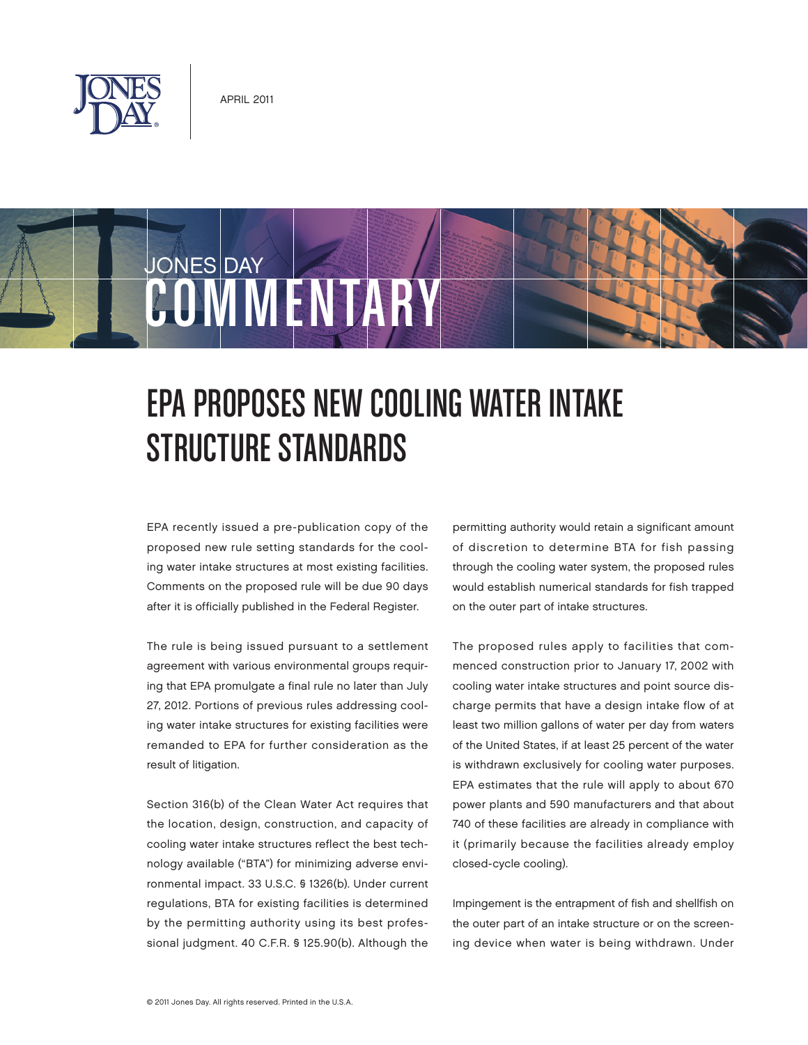APRIL 2011

JONES DAY COMMENTARY

# EPA PROPOSES NEW COOLING WATER INTAKE STRUCTURE STANDARDS

EPA recently issued a pre-publication copy of the proposed new rule setting standards for the cooling water intake structures at most existing facilities. Comments on the proposed rule will be due 90 days after it is officially published in the Federal Register.

The rule is being issued pursuant to a settlement agreement with various environmental groups requiring that EPA promulgate a final rule no later than July 27, 2012. Portions of previous rules addressing cooling water intake structures for existing facilities were remanded to EPA for further consideration as the result of litigation.

Section 316(b) of the Clean Water Act requires that the location, design, construction, and capacity of cooling water intake structures reflect the best technology available ("BTA") for minimizing adverse environmental impact. 33 U.S.C. § 1326(b). Under current regulations, BTA for existing facilities is determined by the permitting authority using its best professional judgment. 40 C.F.R. § 125.90(b). Although the permitting authority would retain a significant amount of discretion to determine BTA for fish passing through the cooling water system, the proposed rules would establish numerical standards for fish trapped on the outer part of intake structures.

The proposed rules apply to facilities that commenced construction prior to January 17, 2002 with cooling water intake structures and point source discharge permits that have a design intake flow of at least two million gallons of water per day from waters of the United States, if at least 25 percent of the water is withdrawn exclusively for cooling water purposes. EPA estimates that the rule will apply to about 670 power plants and 590 manufacturers and that about 740 of these facilities are already in compliance with it (primarily because the facilities already employ closed-cycle cooling).

Impingement is the entrapment of fish and shellfish on the outer part of an intake structure or on the screening device when water is being withdrawn. Under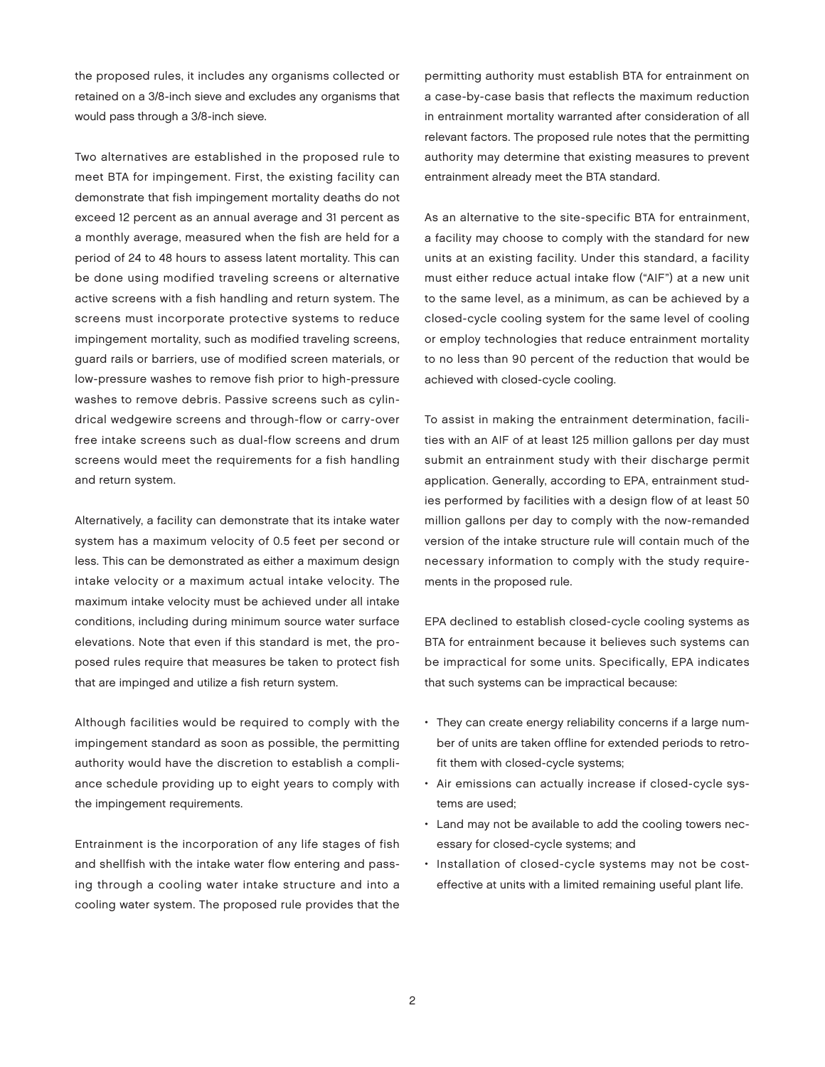the proposed rules, it includes any organisms collected or retained on a 3/8-inch sieve and excludes any organisms that would pass through a 3/8-inch sieve.

Two alternatives are established in the proposed rule to meet BTA for impingement. First, the existing facility can demonstrate that fish impingement mortality deaths do not exceed 12 percent as an annual average and 31 percent as a monthly average, measured when the fish are held for a period of 24 to 48 hours to assess latent mortality. This can be done using modified traveling screens or alternative active screens with a fish handling and return system. The screens must incorporate protective systems to reduce impingement mortality, such as modified traveling screens, guard rails or barriers, use of modified screen materials, or low-pressure washes to remove fish prior to high-pressure washes to remove debris. Passive screens such as cylindrical wedgewire screens and through-flow or carry-over free intake screens such as dual-flow screens and drum screens would meet the requirements for a fish handling and return system.

Alternatively, a facility can demonstrate that its intake water system has a maximum velocity of 0.5 feet per second or less. This can be demonstrated as either a maximum design intake velocity or a maximum actual intake velocity. The maximum intake velocity must be achieved under all intake conditions, including during minimum source water surface elevations. Note that even if this standard is met, the proposed rules require that measures be taken to protect fish that are impinged and utilize a fish return system.

Although facilities would be required to comply with the impingement standard as soon as possible, the permitting authority would have the discretion to establish a compliance schedule providing up to eight years to comply with the impingement requirements.

Entrainment is the incorporation of any life stages of fish and shellfish with the intake water flow entering and passing through a cooling water intake structure and into a cooling water system. The proposed rule provides that the permitting authority must establish BTA for entrainment on a case-by-case basis that reflects the maximum reduction in entrainment mortality warranted after consideration of all relevant factors. The proposed rule notes that the permitting authority may determine that existing measures to prevent entrainment already meet the BTA standard.

As an alternative to the site-specific BTA for entrainment, a facility may choose to comply with the standard for new units at an existing facility. Under this standard, a facility must either reduce actual intake flow ("AIF") at a new unit to the same level, as a minimum, as can be achieved by a closed-cycle cooling system for the same level of cooling or employ technologies that reduce entrainment mortality to no less than 90 percent of the reduction that would be achieved with closed-cycle cooling.

To assist in making the entrainment determination, facilities with an AIF of at least 125 million gallons per day must submit an entrainment study with their discharge permit application. Generally, according to EPA, entrainment studies performed by facilities with a design flow of at least 50 million gallons per day to comply with the now-remanded version of the intake structure rule will contain much of the necessary information to comply with the study requirements in the proposed rule.

EPA declined to establish closed-cycle cooling systems as BTA for entrainment because it believes such systems can be impractical for some units. Specifically, EPA indicates that such systems can be impractical because:

- They can create energy reliability concerns if a large number of units are taken offline for extended periods to retrofit them with closed-cycle systems;
- Air emissions can actually increase if closed-cycle systems are used;
- Land may not be available to add the cooling towers necessary for closed-cycle systems; and
- Installation of closed-cycle systems may not be cost-effective at units with a limited remaining useful plant life.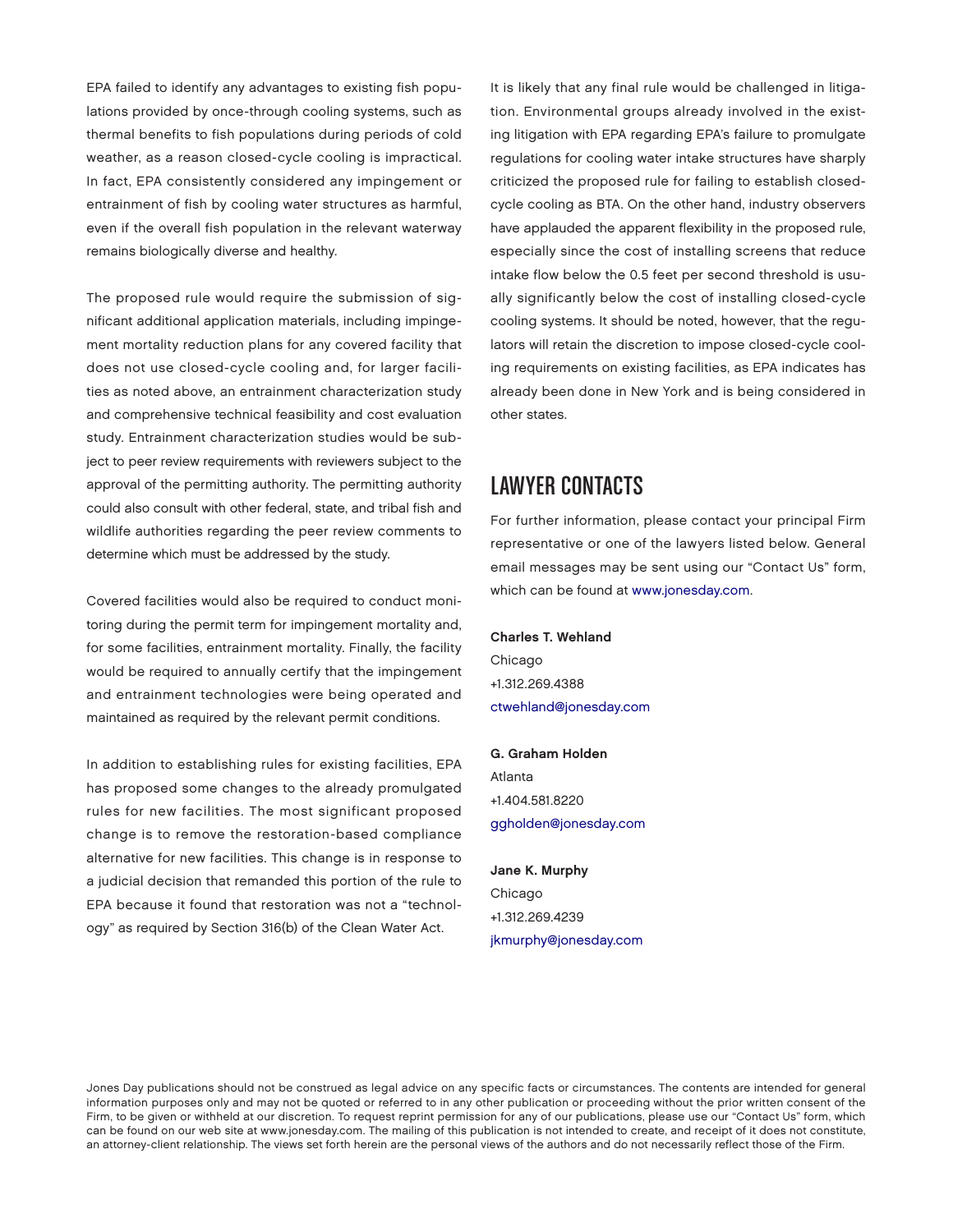EPA failed to identify any advantages to existing fish populations provided by once-through cooling systems, such as thermal benefits to fish populations during periods of cold weather, as a reason closed-cycle cooling is impractical. In fact, EPA consistently considered any impingement or entrainment of fish by cooling water structures as harmful, even if the overall fish population in the relevant waterway remains biologically diverse and healthy.

The proposed rule would require the submission of significant additional application materials, including impingement mortality reduction plans for any covered facility that does not use closed-cycle cooling and, for larger facilities as noted above, an entrainment characterization study and comprehensive technical feasibility and cost evaluation study. Entrainment characterization studies would be subject to peer review requirements with reviewers subject to the approval of the permitting authority. The permitting authority could also consult with other federal, state, and tribal fish and wildlife authorities regarding the peer review comments to determine which must be addressed by the study.

Covered facilities would also be required to conduct monitoring during the permit term for impingement mortality and, for some facilities, entrainment mortality. Finally, the facility would be required to annually certify that the impingement and entrainment technologies were being operated and maintained as required by the relevant permit conditions.

In addition to establishing rules for existing facilities, EPA has proposed some changes to the already promulgated rules for new facilities. The most significant proposed change is to remove the restoration-based compliance alternative for new facilities. This change is in response to a judicial decision that remanded this portion of the rule to EPA because it found that restoration was not a "technology" as required by Section 316(b) of the Clean Water Act.

It is likely that any final rule would be challenged in litigation. Environmental groups already involved in the existing litigation with EPA regarding EPA's failure to promulgate regulations for cooling water intake structures have sharply criticized the proposed rule for failing to establish closed-cycle cooling as BTA. On the other hand, industry observers have applauded the apparent flexibility in the proposed rule, especially since the cost of installing screens that reduce intake flow below the 0.5 feet per second threshold is usually significantly below the cost of installing closed-cycle cooling systems. It should be noted, however, that the regulators will retain the discretion to impose closed-cycle cooling requirements on existing facilities, as EPA indicates has already been done in New York and is being considered in other states.

## LAWYER CONTACTS

For further information, please contact your principal Firm representative or one of the lawyers listed below. General email messages may be sent using our "Contact Us" form, which can be found at www.jonesday.com.

**Charles T. Wehland**
Chicago
+1.312.269.4388
ctwehland@jonesday.com

**G. Graham Holden**
Atlanta
+1.404.581.8220
ggholden@jonesday.com

**Jane K. Murphy**
Chicago
+1.312.269.4239
jkmurphy@jonesday.com

Jones Day publications should not be construed as legal advice on any specific facts or circumstances. The contents are intended for general information purposes only and may not be quoted or referred to in any other publication or proceeding without the prior written consent of the Firm, to be given or withheld at our discretion. To request reprint permission for any of our publications, please use our "Contact Us" form, which can be found on our web site at www.jonesday.com. The mailing of this publication is not intended to create, and receipt of it does not constitute, an attorney-client relationship. The views set forth herein are the personal views of the authors and do not necessarily reflect those of the Firm.